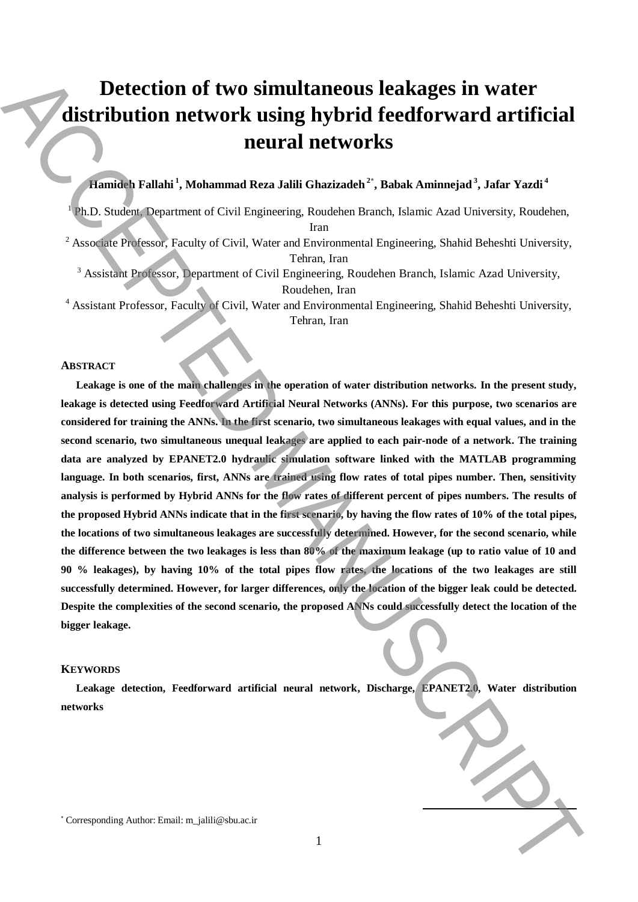# Detection of two simultaneous leakages in water distribution network using hybrid feedforward artificial neural networks

**Hamideh Fallahi [1], Mohammad Reza Jalili Ghazizadeh [2*], Babak Aminnejad [3], Jafar Yazdi [4]**

[1] Ph.D. Student, Department of Civil Engineering, Roudehen Branch, Islamic Azad University, Roudehen, Iran

[2] Associate Professor, Faculty of Civil, Water and Environmental Engineering, Shahid Beheshti University, Tehran, Iran

[3] Assistant Professor, Department of Civil Engineering, Roudehen Branch, Islamic Azad University, Roudehen, Iran

[4] Assistant Professor, Faculty of Civil, Water and Environmental Engineering, Shahid Beheshti University, Tehran, Iran

## Abstract

**Leakage is one of the main challenges in the operation of water distribution networks. In the present study, leakage is detected using Feedforward Artificial Neural Networks (ANNs). For this purpose, two scenarios are considered for training the ANNs. In the first scenario, two simultaneous leakages with equal values, and in the second scenario, two simultaneous unequal leakages are applied to each pair-node of a network. The training data are analyzed by EPANET2.0 hydraulic simulation software linked with the MATLAB programming language. In both scenarios, first, ANNs are trained using flow rates of total pipes number. Then, sensitivity analysis is performed by Hybrid ANNs for the flow rates of different percent of pipes numbers. The results of the proposed Hybrid ANNs indicate that in the first scenario, by having the flow rates of 10% of the total pipes, the locations of two simultaneous leakages are successfully determined. However, for the second scenario, while the difference between the two leakages is less than 80% of the maximum leakage (up to ratio value of 10 and 90 % leakages), by having 10% of the total pipes flow rates, the locations of the two leakages are still successfully determined. However, for larger differences, only the location of the bigger leak could be detected. Despite the complexities of the second scenario, the proposed ANNs could successfully detect the location of the bigger leakage.**

## Keywords

**Leakage detection, Feedforward artificial neural network, Discharge, EPANET2.0, Water distribution networks**

[*] Corresponding Author: Email: m_jalili@sbu.ac.ir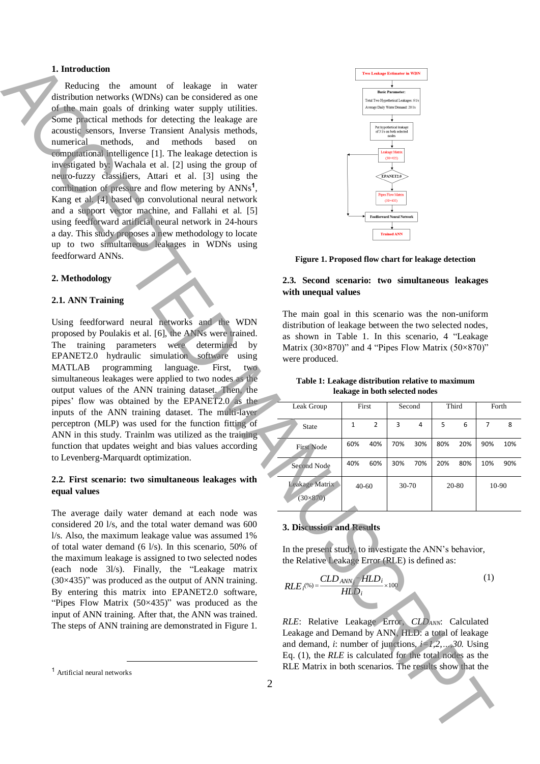## 1. Introduction

Reducing the amount of leakage in water distribution networks (WDNs) can be considered as one of the main goals of drinking water supply utilities. Some practical methods for detecting the leakage are acoustic sensors, Inverse Transient Analysis methods, numerical methods, and methods based on computational intelligence [1]. The leakage detection is investigated by: Wachala et al. [2] using the group of neuro-fuzzy classifiers, Attari et al. [3] using the combination of pressure and flow metering by ANNs[1], Kang et al. [4] based on convolutional neural network and a support vector machine, and Fallahi et al. [5] using feedforward artificial neural network in 24-hours a day. This study proposes a new methodology to locate up to two simultaneous leakages in WDNs using feedforward ANNs.

## 2. Methodology

### 2.1. ANN Training

Using feedforward neural networks and the WDN proposed by Poulakis et al. [6], the ANNs were trained. The training parameters were determined by EPANET2.0 hydraulic simulation software using MATLAB programming language. First, two simultaneous leakages were applied to two nodes as the output values of the ANN training dataset. Then, the pipes' flow was obtained by the EPANET2.0 as the inputs of the ANN training dataset. The multi-layer perceptron (MLP) was used for the function fitting of ANN in this study. Trainlm was utilized as the training function that updates weight and bias values according to Levenberg-Marquardt optimization.

### 2.2. First scenario: two simultaneous leakages with equal values

The average daily water demand at each node was considered 20 l/s, and the total water demand was 600 l/s. Also, the maximum leakage value was assumed 1% of total water demand (6 l/s). In this scenario, 50% of the maximum leakage is assigned to two selected nodes (each node 3l/s). Finally, the "Leakage matrix (30×435)" was produced as the output of ANN training. By entering this matrix into EPANET2.0 software, "Pipes Flow Matrix (50×435)" was produced as the input of ANN training. After that, the ANN was trained. The steps of ANN training are demonstrated in Figure 1.

[1] Artificial neural networks

Two Leakage Estimator in WDN

Basic Parameter:
Total Two Hypothetical Leakages: 6 l/s
Average Daily Water Demand: 20 l/s

Put hypothetical leakage of 3 l/s on both selected nodes

Leakage Matrix (30×435)

EPANET2.0

Pipes Flow Matrix (50×435)

Feedforward Neural Network

Trained ANN

**Figure 1. Proposed flow chart for leakage detection**

### 2.3. Second scenario: two simultaneous leakages with unequal values

The main goal in this scenario was the non-uniform distribution of leakage between the two selected nodes, as shown in Table 1. In this scenario, 4 "Leakage Matrix (30×870)" and 4 "Pipes Flow Matrix (50×870)" were produced.

**Table 1: Leakage distribution relative to maximum leakage in both selected nodes**

| Leak Group | First | | Second | | Third | | Forth | |
|---|---|---|---|---|---|---|---|---|
| State | 1 | 2 | 3 | 4 | 5 | 6 | 7 | 8 |
| First Node | 60% | 40% | 70% | 30% | 80% | 20% | 90% | 10% |
| Second Node | 40% | 60% | 30% | 70% | 20% | 80% | 10% | 90% |
| Leakage Matrix (30×870) | 40-60 | | 30-70 | | 20-80 | | 10-90 | |

## 3. Discussion and Results

In the present study, to investigate the ANN's behavior, the Relative Leakage Error (RLE) is defined as:

$$RLE_i(\%) = \frac{CLD_{ANN_i} - HLD_i}{HLD_i} \times 100 \tag{1}$$

*RLE*: Relative Leakage Error, $CLD_{ANN}$: Calculated Leakage and Demand by ANN, HLD: a total of leakage and demand, *i*: number of junctions, $i=1,2,\ldots,30$. Using Eq. (1), the *RLE* is calculated for the total nodes as the RLE Matrix in both scenarios. The results show that the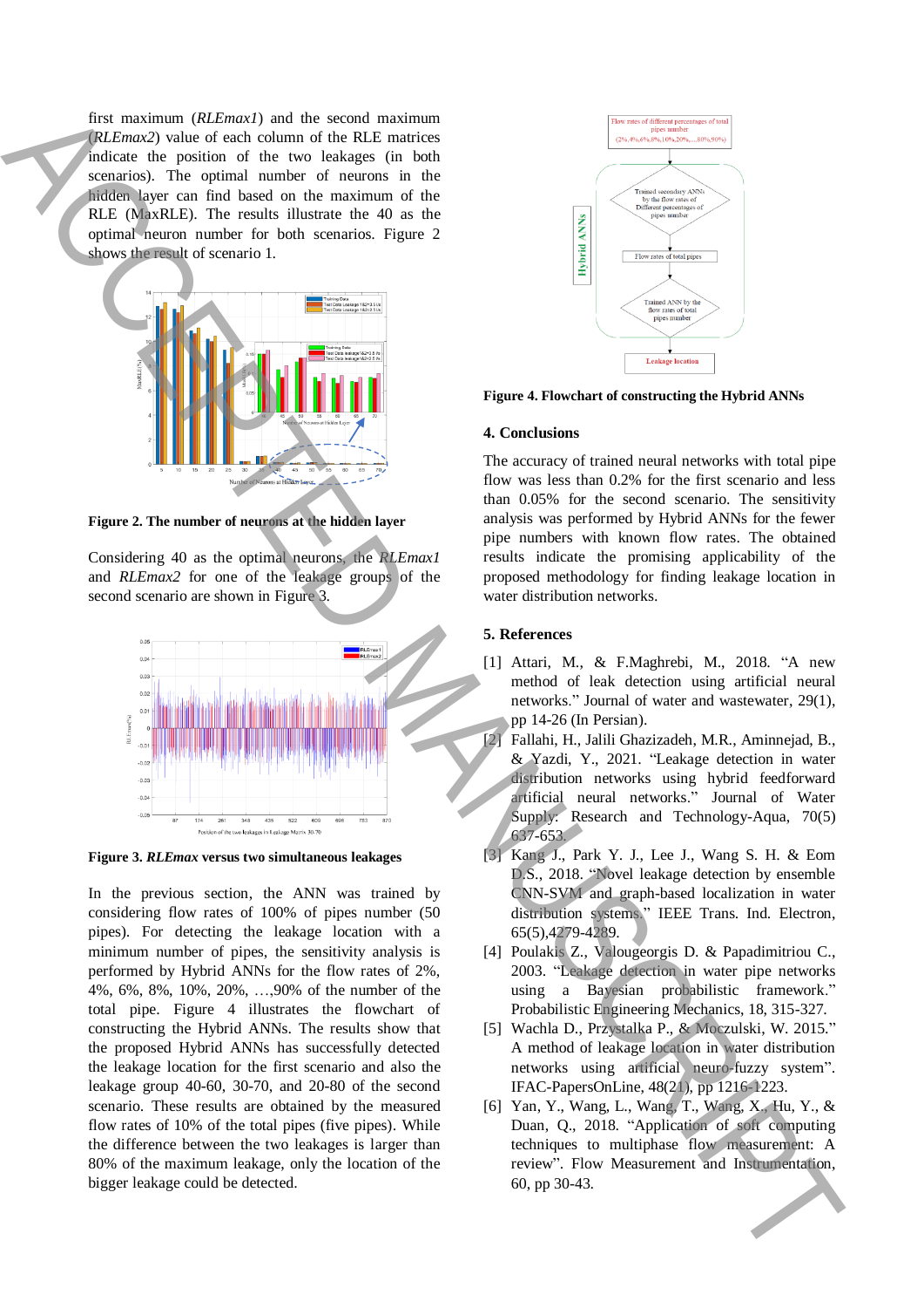first maximum (*RLEmax1*) and the second maximum (*RLEmax2*) value of each column of the RLE matrices indicate the position of the two leakages (in both scenarios). The optimal number of neurons in the hidden layer can find based on the maximum of the RLE (MaxRLE). The results illustrate the 40 as the optimal neuron number for both scenarios. Figure 2 shows the result of scenario 1.

**Figure 2. The number of neurons at the hidden layer**

Considering 40 as the optimal neurons, the *RLEmax1* and *RLEmax2* for one of the leakage groups of the second scenario are shown in Figure 3.

**Figure 3. *RLEmax* versus two simultaneous leakages**

In the previous section, the ANN was trained by considering flow rates of 100% of pipes number (50 pipes). For detecting the leakage location with a minimum number of pipes, the sensitivity analysis is performed by Hybrid ANNs for the flow rates of 2%, 4%, 6%, 8%, 10%, 20%, …,90% of the number of the total pipe. Figure 4 illustrates the flowchart of constructing the Hybrid ANNs. The results show that the proposed Hybrid ANNs has successfully detected the leakage location for the first scenario and also the leakage group 40-60, 30-70, and 20-80 of the second scenario. These results are obtained by the measured flow rates of 10% of the total pipes (five pipes). While the difference between the two leakages is larger than 80% of the maximum leakage, only the location of the bigger leakage could be detected.

**Figure 4. Flowchart of constructing the Hybrid ANNs**

## 4. Conclusions

The accuracy of trained neural networks with total pipe flow was less than 0.2% for the first scenario and less than 0.05% for the second scenario. The sensitivity analysis was performed by Hybrid ANNs for the fewer pipe numbers with known flow rates. The obtained results indicate the promising applicability of the proposed methodology for finding leakage location in water distribution networks.

## 5. References

[1] Attari, M., & F.Maghrebi, M., 2018. "A new method of leak detection using artificial neural networks." Journal of water and wastewater, 29(1), pp 14-26 (In Persian).

[2] Fallahi, H., Jalili Ghazizadeh, M.R., Aminnejad, B., & Yazdi, Y., 2021. "Leakage detection in water distribution networks using hybrid feedforward artificial neural networks." Journal of Water Supply: Research and Technology-Aqua, 70(5) 637-653.

[3] Kang J., Park Y. J., Lee J., Wang S. H. & Eom D.S., 2018. "Novel leakage detection by ensemble CNN-SVM and graph-based localization in water distribution systems." IEEE Trans. Ind. Electron, 65(5),4279-4289.

[4] Poulakis Z., Valougeorgis D. & Papadimitriou C., 2003. "Leakage detection in water pipe networks using a Bayesian probabilistic framework." Probabilistic Engineering Mechanics, 18, 315-327.

[5] Wachla D., Przystalka P., & Moczulski, W. 2015." A method of leakage location in water distribution networks using artificial neuro-fuzzy system". IFAC-PapersOnLine, 48(21), pp 1216-1223.

[6] Yan, Y., Wang, L., Wang, T., Wang, X., Hu, Y., & Duan, Q., 2018. "Application of soft computing techniques to multiphase flow measurement: A review". Flow Measurement and Instrumentation, 60, pp 30-43.